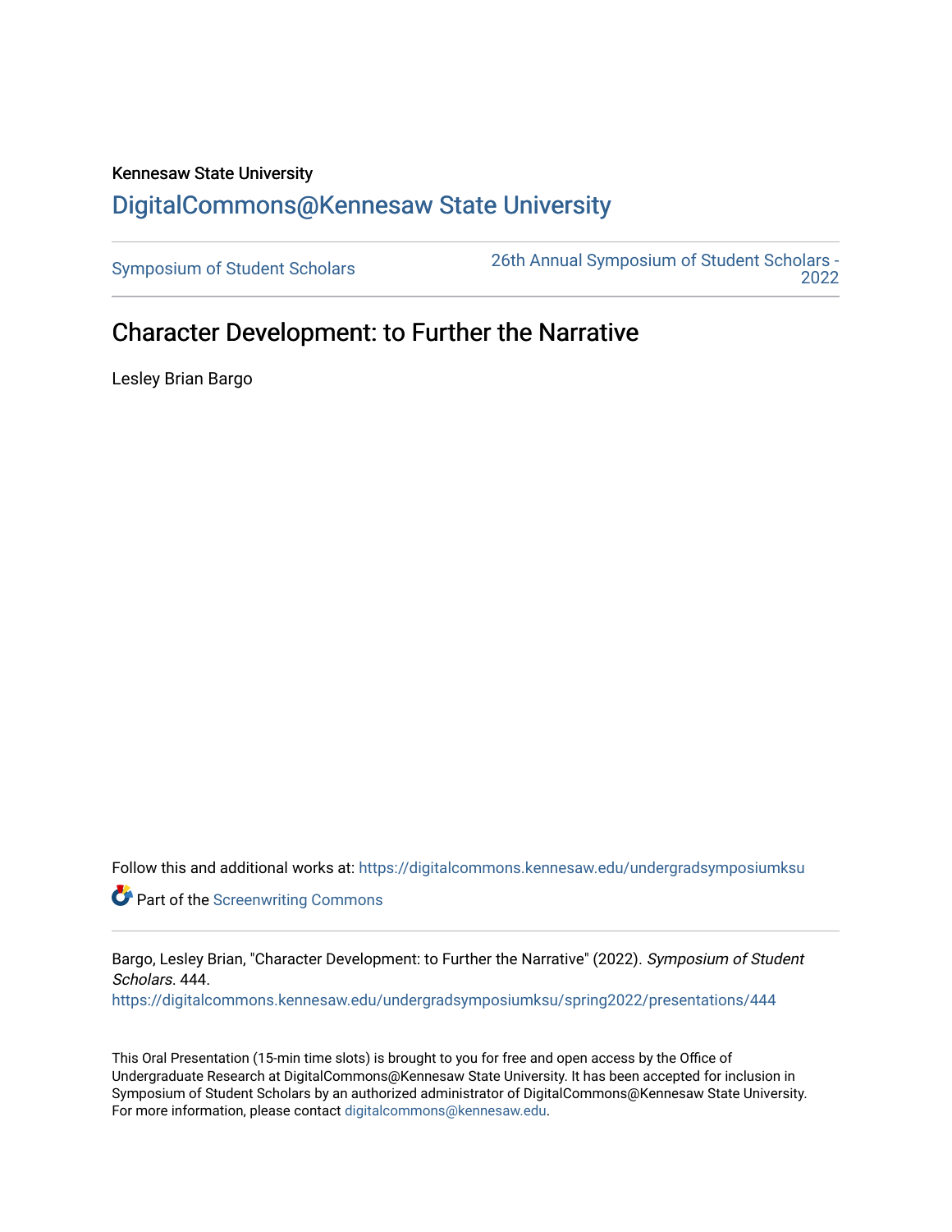Kennesaw State University

DigitalCommons@Kennesaw State University

Symposium of Student Scholars | 26th Annual Symposium of Student Scholars - 2022

# Character Development: to Further the Narrative

Lesley Brian Bargo

Follow this and additional works at: https://digitalcommons.kennesaw.edu/undergradsymposiumksu

Part of the Screenwriting Commons

Bargo, Lesley Brian, "Character Development: to Further the Narrative" (2022). *Symposium of Student Scholars*. 444.
https://digitalcommons.kennesaw.edu/undergradsymposiumksu/spring2022/presentations/444

This Oral Presentation (15-min time slots) is brought to you for free and open access by the Office of Undergraduate Research at DigitalCommons@Kennesaw State University. It has been accepted for inclusion in Symposium of Student Scholars by an authorized administrator of DigitalCommons@Kennesaw State University. For more information, please contact digitalcommons@kennesaw.edu.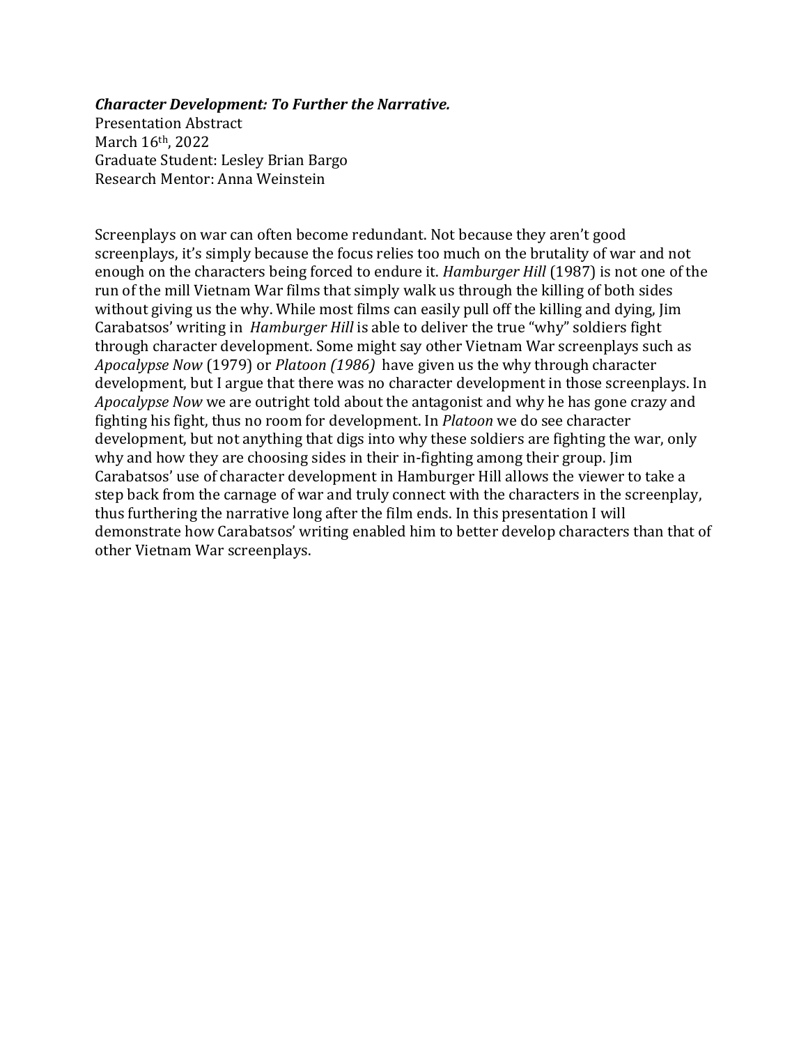***Character Development: To Further the Narrative.***

Presentation Abstract
March 16th, 2022
Graduate Student: Lesley Brian Bargo
Research Mentor: Anna Weinstein

Screenplays on war can often become redundant. Not because they aren't good screenplays, it's simply because the focus relies too much on the brutality of war and not enough on the characters being forced to endure it. *Hamburger Hill* (1987) is not one of the run of the mill Vietnam War films that simply walk us through the killing of both sides without giving us the why. While most films can easily pull off the killing and dying, Jim Carabatsos' writing in *Hamburger Hill* is able to deliver the true "why" soldiers fight through character development. Some might say other Vietnam War screenplays such as *Apocalypse Now* (1979) or *Platoon (1986)* have given us the why through character development, but I argue that there was no character development in those screenplays. In *Apocalypse Now* we are outright told about the antagonist and why he has gone crazy and fighting his fight, thus no room for development. In *Platoon* we do see character development, but not anything that digs into why these soldiers are fighting the war, only why and how they are choosing sides in their in-fighting among their group. Jim Carabatsos' use of character development in Hamburger Hill allows the viewer to take a step back from the carnage of war and truly connect with the characters in the screenplay, thus furthering the narrative long after the film ends. In this presentation I will demonstrate how Carabatsos' writing enabled him to better develop characters than that of other Vietnam War screenplays.